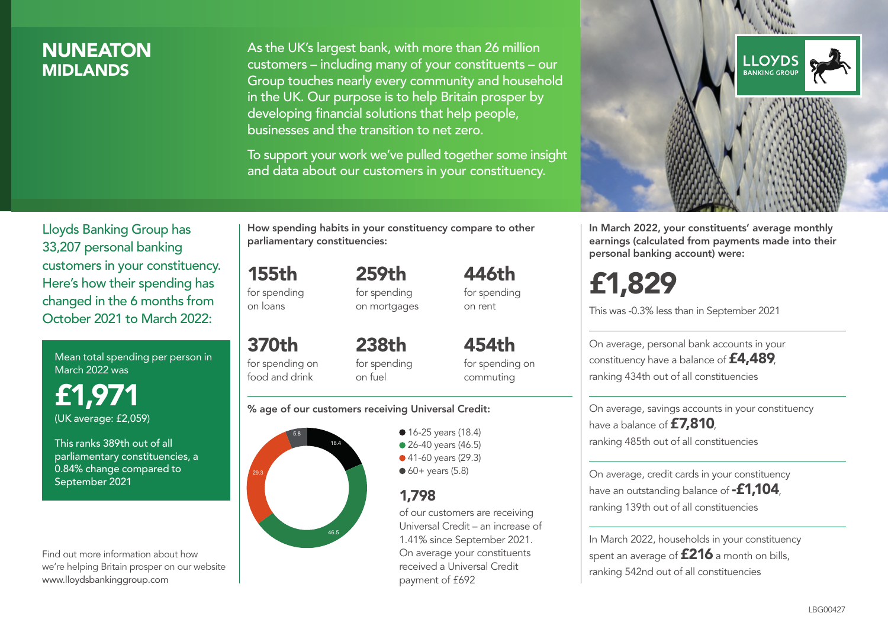# NUNEATON
## MIDLANDS

As the UK's largest bank, with more than 26 million customers – including many of your constituents – our Group touches nearly every community and household in the UK. Our purpose is to help Britain prosper by developing financial solutions that help people, businesses and the transition to net zero.

To support your work we've pulled together some insight and data about our customers in your constituency.

Lloyds Banking Group has 33,207 personal banking customers in your constituency. Here's how their spending has changed in the 6 months from October 2021 to March 2022:

Mean total spending per person in March 2022 was

**£1,971**
(UK average: £2,059)

This ranks 389th out of all parliamentary constituencies, a 0.84% change compared to September 2021

Find out more information about how we're helping Britain prosper on our website www.lloydsbankinggroup.com

How spending habits in your constituency compare to other parliamentary constituencies:

**155th** for spending on loans

**259th** for spending on mortgages

**446th** for spending on rent

**370th** for spending on food and drink

**238th** for spending on fuel

**454th** for spending on commuting

% age of our customers receiving Universal Credit:

- 16-25 years (18.4)
- 26-40 years (46.5)
- 41-60 years (29.3)
- 60+ years (5.8)

**1,798** of our customers are receiving Universal Credit – an increase of 1.41% since September 2021. On average your constituents received a Universal Credit payment of £692

In March 2022, your constituents' average monthly earnings (calculated from payments made into their personal banking account) were:

**£1,829**

This was -0.3% less than in September 2021

On average, personal bank accounts in your constituency have a balance of **£4,489**, ranking 434th out of all constituencies

On average, savings accounts in your constituency have a balance of **£7,810**, ranking 485th out of all constituencies

On average, credit cards in your constituency have an outstanding balance of **-£1,104**, ranking 139th out of all constituencies

In March 2022, households in your constituency spent an average of **£216** a month on bills, ranking 542nd out of all constituencies

LBG00427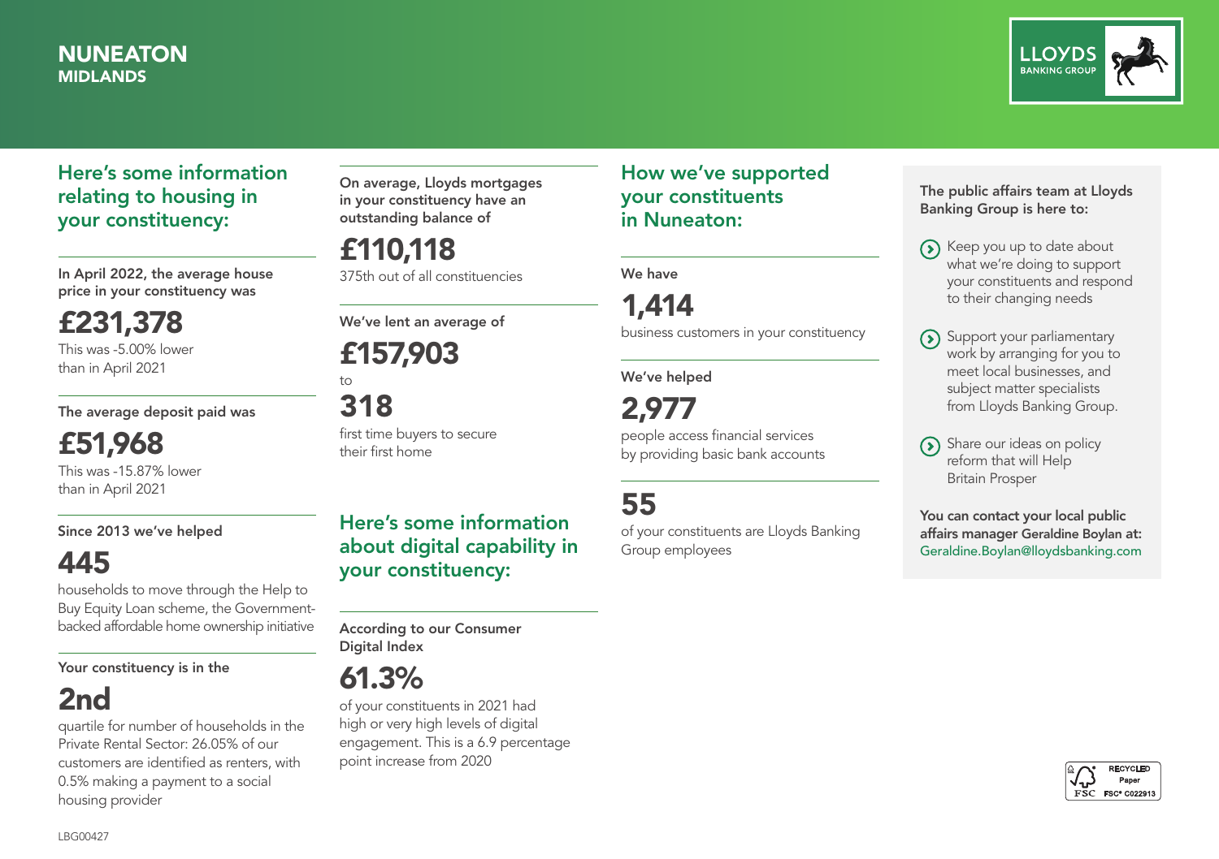# NUNEATON
## MIDLANDS

LLOYDS BANKING GROUP

## Here's some information relating to housing in your constituency:

In April 2022, the average house price in your constituency was

**£231,378**

This was -5.00% lower than in April 2021

The average deposit paid was

**£51,968**

This was -15.87% lower than in April 2021

Since 2013 we've helped

**445**

households to move through the Help to Buy Equity Loan scheme, the Government-backed affordable home ownership initiative

Your constituency is in the

**2nd**

quartile for number of households in the Private Rental Sector: 26.05% of our customers are identified as renters, with 0.5% making a payment to a social housing provider

On average, Lloyds mortgages in your constituency have an outstanding balance of

**£110,118**

375th out of all constituencies

We've lent an average of

**£157,903**

to

**318**

first time buyers to secure their first home

## Here's some information about digital capability in your constituency:

According to our Consumer Digital Index

**61.3%**

of your constituents in 2021 had high or very high levels of digital engagement. This is a 6.9 percentage point increase from 2020

## How we've supported your constituents in Nuneaton:

We have

**1,414**

business customers in your constituency

We've helped

**2,977**

people access financial services by providing basic bank accounts

**55**

of your constituents are Lloyds Banking Group employees

The public affairs team at Lloyds Banking Group is here to:

- Keep you up to date about what we're doing to support your constituents and respond to their changing needs
- Support your parliamentary work by arranging for you to meet local businesses, and subject matter specialists from Lloyds Banking Group.
- Share our ideas on policy reform that will Help Britain Prosper

You can contact your local public affairs manager Geraldine Boylan at:
Geraldine.Boylan@lloydsbanking.com

RECYCLED Paper FSC FSC® C022913

LBG00427